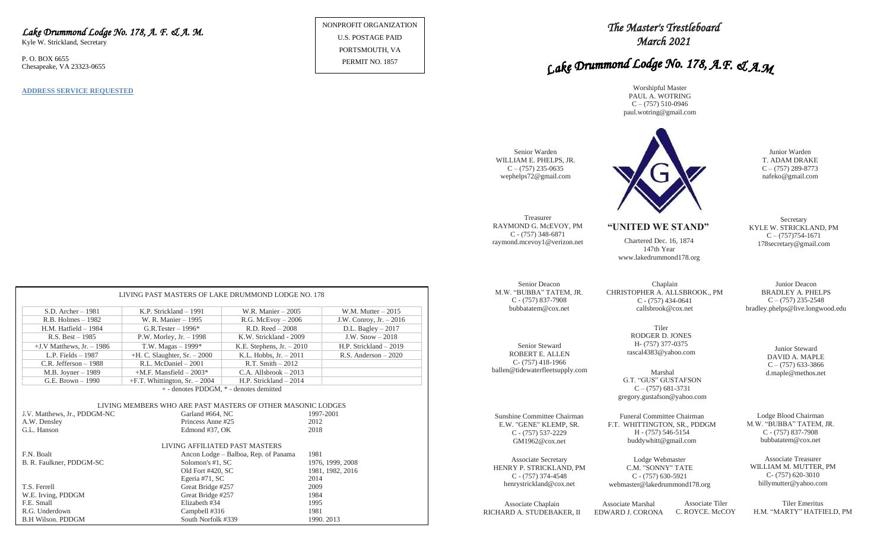*Lake Drummond Lodge No. 178, A. F. & A. M.*
Kyle W. Strickland, Secretary

P. O. BOX 6655
Chesapeake, VA 23323-0655

**ADDRESS SERVICE REQUESTED**

NONPROFIT ORGANIZATION
U.S. POSTAGE PAID
PORTSMOUTH, VA
PERMIT NO. 1857

LIVING PAST MASTERS OF LAKE DRUMMOND LODGE NO. 178

| | | | |
|---|---|---|---|
| S.D. Archer – 1981 | K.P. Strickland – 1991 | W.R. Manier – 2005 | W.M. Mutter – 2015 |
| R.B. Holmes – 1982 | W. R. Manier – 1995 | R.G. McEvoy – 2006 | J.W. Conroy, Jr. – 2016 |
| H.M. Hatfield – 1984 | G.R.Tester – 1996* | R.D. Reed – 2008 | D.L. Bagley – 2017 |
| R.S. Best – 1985 | P.W. Morley, Jr. – 1998 | K.W. Strickland - 2009 | J.W. Snow – 2018 |
| +J.V Matthews, Jr. – 1986 | T.W. Magas – 1999* | K.E. Stephens, Jr. – 2010 | H.P. Strickland – 2019 |
| L.P. Fields – 1987 | +H. C. Slaughter, Sr. – 2000 | K.L. Hobbs, Jr. – 2011 | R.S. Anderson – 2020 |
| C.R. Jefferson – 1988 | R.L. McDaniel – 2001 | R.T. Smith – 2012 | |
| M.B. Joyner – 1989 | +M.F. Mansfield – 2003* | C.A. Allsbrook – 2013 | |
| G.E. Brown – 1990 | +F.T. Whittington, Sr. – 2004 | H.P. Strickland – 2014 | |

+ - denotes PDDGM, * - denotes demitted

LIVING MEMBERS WHO ARE PAST MASTERS OF OTHER MASONIC LODGES

| | | |
|---|---|---|
| J.V. Matthews, Jr., PDDGM-NC | Garland #664, NC | 1997-2001 |
| A.W. Densley | Princess Anne #25 | 2012 |
| G.L. Hanson | Edmond #37, OK | 2018 |

LIVING AFFILIATED PAST MASTERS

| | | |
|---|---|---|
| F.N. Boalt | Ancon Lodge – Balboa, Rep. of Panama | 1981 |
| B. R. Faulkner, PDDGM-SC | Solomon's #1, SC | 1976, 1999, 2008 |
| | Old Fort #420, SC | 1981, 1982, 2016 |
| | Egeria #71, SC | 2014 |
| T.S. Ferrell | Great Bridge #257 | 2009 |
| W.E. Irving, PDDGM | Great Bridge #257 | 1984 |
| F.E. Small | Elizabeth #34 | 1995 |
| R.G. Underdown | Campbell #316 | 1981 |
| B.H Wilson. PDDGM | South Norfolk #339 | 1990. 2013 |

# *The Master's Trestleboard*
## *March 2021*

# *Lake Drummond Lodge No. 178, A.F. & A.M*

Worshipful Master
PAUL A. WOTRING
C – (757) 510-0946
paul.wotring@gmail.com

Senior Warden
WILLIAM E. PHELPS, JR.
C – (757) 235-0635
wephelps72@gmail.com

Junior Warden
T. ADAM DRAKE
C – (757) 289-8773
nafeko@gmail.com

**"UNITED WE STAND"**

Chartered Dec. 16, 1874
147th Year
www.lakedrummond178.org

Treasurer
RAYMOND G. McEVOY, PM
C - (757) 348-6871
raymond.mcevoy1@verizon.net

Secretary
KYLE W. STRICKLAND, PM
C – (757)754-1671
178secretary@gmail.com

Senior Deacon
M.W. "BUBBA" TATEM, JR.
C - (757) 837-7908
bubbatatem@cox.net

Chaplain
CHRISTOPHER A. ALLSBROOK., PM
C - (757) 434-0641
callsbrook@cox.net

Junior Deacon
BRADLEY A. PHELPS
C – (757) 235-2548
bradley.phelps@live.longwood.edu

Senior Steward
ROBERT E. ALLEN
C- (757) 418-1966
ballen@tidewaterfleetsupply.com

Tiler
RODGER D. JONES
H- (757) 377-0375
rascal4383@yahoo.com

Junior Steward
DAVID A. MAPLE
C – (757) 633-3866
d.maple@methos.net

Marshal
G.T. "GUS" GUSTAFSON
C – (757) 681-3731
gregory.gustafson@yahoo.com

Sunshine Committee Chairman
E.W. "GENE" KLEMP, SR.
C - (757) 537-2229
GM1962@cox.net

Funeral Committee Chairman
F.T. WHITTINGTON, SR., PDDGM
H - (757) 546-5154
buddywhitt@gmail.com

Lodge Blood Chairman
M.W. "BUBBA" TATEM, JR.
C - (757) 837-7908
bubbatatem@cox.net

Associate Secretary
HENRY P. STRICKLAND, PM
C - (757) 374-4548
henrystrickland@cox.net

Lodge Webmaster
C.M. "SONNY" TATE
C - (757) 630-5921
webmaster@lakedrummond178.org

Associate Treasurer
WILLIAM M. MUTTER, PM
C- (757) 620-3010
billymutter@yahoo.com

Associate Chaplain
RICHARD A. STUDEBAKER, II

Associate Marshal
EDWARD J. CORONA

Associate Tiler
C. ROYCE. McCOY

Tiler Emeritus
H.M. "MARTY" HATFIELD, PM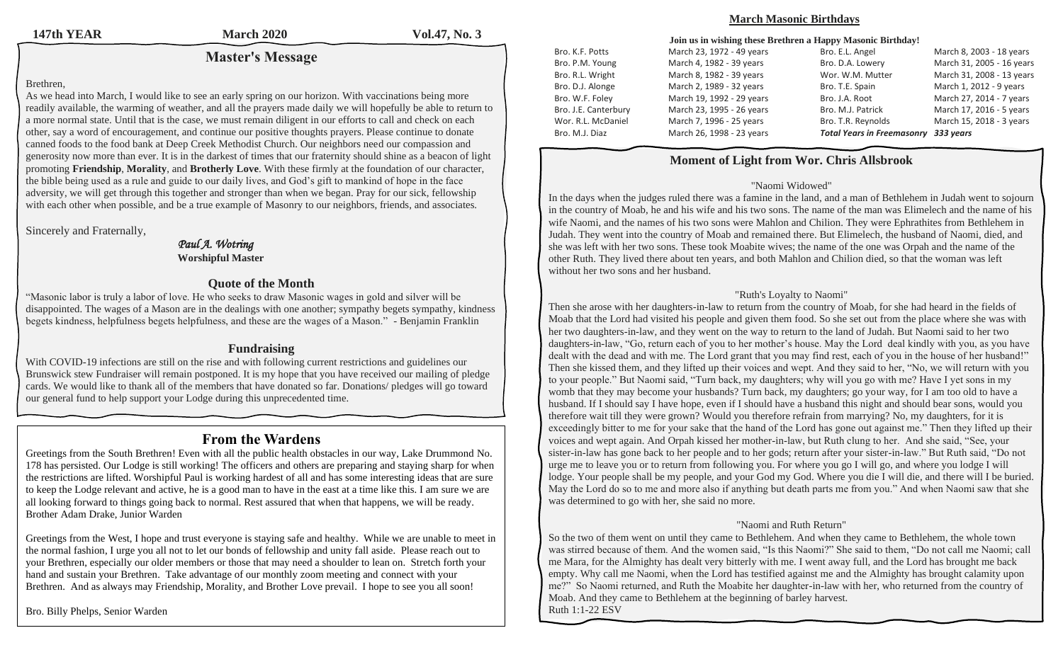**147th YEAR** **March 2020** **Vol.47, No. 3**

## Master's Message

Brethren,

As we head into March, I would like to see an early spring on our horizon. With vaccinations being more readily available, the warming of weather, and all the prayers made daily we will hopefully be able to return to a more normal state. Until that is the case, we must remain diligent in our efforts to call and check on each other, say a word of encouragement, and continue our positive thoughts prayers. Please continue to donate canned foods to the food bank at Deep Creek Methodist Church. Our neighbors need our compassion and generosity now more than ever. It is in the darkest of times that our fraternity should shine as a beacon of light promoting **Friendship**, **Morality**, and **Brotherly Love**. With these firmly at the foundation of our character, the bible being used as a rule and guide to our daily lives, and God's gift to mankind of hope in the face adversity, we will get through this together and stronger than when we began. Pray for our sick, fellowship with each other when possible, and be a true example of Masonry to our neighbors, friends, and associates.

Sincerely and Fraternally,

*Paul A. Wotring*
**Worshipful Master**

### Quote of the Month

"Masonic labor is truly a labor of love. He who seeks to draw Masonic wages in gold and silver will be disappointed. The wages of a Mason are in the dealings with one another; sympathy begets sympathy, kindness begets kindness, helpfulness begets helpfulness, and these are the wages of a Mason." - Benjamin Franklin

### Fundraising

With COVID-19 infections are still on the rise and with following current restrictions and guidelines our Brunswick stew Fundraiser will remain postponed. It is my hope that you have received our mailing of pledge cards. We would like to thank all of the members that have donated so far. Donations/ pledges will go toward our general fund to help support your Lodge during this unprecedented time.

## From the Wardens

Greetings from the South Brethren! Even with all the public health obstacles in our way, Lake Drummond No. 178 has persisted. Our Lodge is still working! The officers and others are preparing and staying sharp for when the restrictions are lifted. Worshipful Paul is working hardest of all and has some interesting ideas that are sure to keep the Lodge relevant and active, he is a good man to have in the east at a time like this. I am sure we are all looking forward to things going back to normal. Rest assured that when that happens, we will be ready. Brother Adam Drake, Junior Warden

Greetings from the West, I hope and trust everyone is staying safe and healthy. While we are unable to meet in the normal fashion, I urge you all not to let our bonds of fellowship and unity fall aside. Please reach out to your Brethren, especially our older members or those that may need a shoulder to lean on. Stretch forth your hand and sustain your Brethren. Take advantage of our monthly zoom meeting and connect with your Brethren. And as always may Friendship, Morality, and Brother Love prevail. I hope to see you all soon!

Bro. Billy Phelps, Senior Warden

## March Masonic Birthdays

**Join us in wishing these Brethren a Happy Masonic Birthday!**

| | | | |
|---|---|---|---|
| Bro. K.F. Potts | March 23, 1972 - 49 years | Bro. E.L. Angel | March 8, 2003 - 18 years |
| Bro. P.M. Young | March 4, 1982 - 39 years | Bro. D.A. Lowery | March 31, 2005 - 16 years |
| Bro. R.L. Wright | March 8, 1982 - 39 years | Wor. W.M. Mutter | March 31, 2008 - 13 years |
| Bro. D.J. Alonge | March 2, 1989 - 32 years | Bro. T.E. Spain | March 1, 2012 - 9 years |
| Bro. W.F. Foley | March 19, 1992 - 29 years | Bro. J.A. Root | March 27, 2014 - 7 years |
| Bro. J.E. Canterbury | March 23, 1995 - 26 years | Bro. M.J. Patrick | March 17, 2016 - 5 years |
| Wor. R.L. McDaniel | March 7, 1996 - 25 years | Bro. T.R. Reynolds | March 15, 2018 - 3 years |
| Bro. M.J. Diaz | March 26, 1998 - 23 years | ***Total Years in Freemasonry*** | ***333 years*** |

## Moment of Light from Wor. Chris Allsbrook

"Naomi Widowed"

In the days when the judges ruled there was a famine in the land, and a man of Bethlehem in Judah went to sojourn in the country of Moab, he and his wife and his two sons. The name of the man was Elimelech and the name of his wife Naomi, and the names of his two sons were Mahlon and Chilion. They were Ephrathites from Bethlehem in Judah. They went into the country of Moab and remained there. But Elimelech, the husband of Naomi, died, and she was left with her two sons. These took Moabite wives; the name of the one was Orpah and the name of the other Ruth. They lived there about ten years, and both Mahlon and Chilion died, so that the woman was left without her two sons and her husband.

"Ruth's Loyalty to Naomi"

Then she arose with her daughters-in-law to return from the country of Moab, for she had heard in the fields of Moab that the Lord had visited his people and given them food. So she set out from the place where she was with her two daughters-in-law, and they went on the way to return to the land of Judah. But Naomi said to her two daughters-in-law, "Go, return each of you to her mother's house. May the Lord deal kindly with you, as you have dealt with the dead and with me. The Lord grant that you may find rest, each of you in the house of her husband!" Then she kissed them, and they lifted up their voices and wept. And they said to her, "No, we will return with you to your people." But Naomi said, "Turn back, my daughters; why will you go with me? Have I yet sons in my womb that they may become your husbands? Turn back, my daughters; go your way, for I am too old to have a husband. If I should say I have hope, even if I should have a husband this night and should bear sons, would you therefore wait till they were grown? Would you therefore refrain from marrying? No, my daughters, for it is exceedingly bitter to me for your sake that the hand of the Lord has gone out against me." Then they lifted up their voices and wept again. And Orpah kissed her mother-in-law, but Ruth clung to her. And she said, "See, your sister-in-law has gone back to her people and to her gods; return after your sister-in-law." But Ruth said, "Do not urge me to leave you or to return from following you. For where you go I will go, and where you lodge I will lodge. Your people shall be my people, and your God my God. Where you die I will die, and there will I be buried. May the Lord do so to me and more also if anything but death parts me from you." And when Naomi saw that she was determined to go with her, she said no more.

"Naomi and Ruth Return"

So the two of them went on until they came to Bethlehem. And when they came to Bethlehem, the whole town was stirred because of them. And the women said, "Is this Naomi?" She said to them, "Do not call me Naomi; call me Mara, for the Almighty has dealt very bitterly with me. I went away full, and the Lord has brought me back empty. Why call me Naomi, when the Lord has testified against me and the Almighty has brought calamity upon me?" So Naomi returned, and Ruth the Moabite her daughter-in-law with her, who returned from the country of Moab. And they came to Bethlehem at the beginning of barley harvest.

Ruth 1:1-22 ESV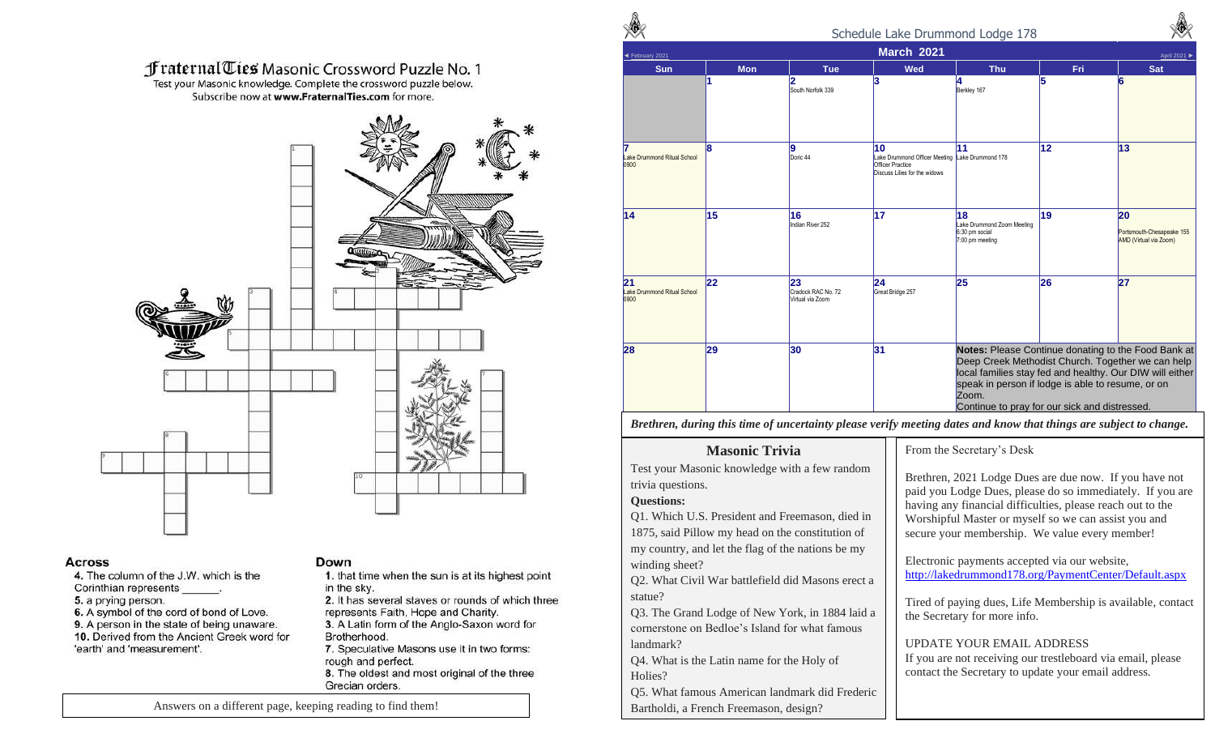# FraternalTies Masonic Crossword Puzzle No. 1

Test your Masonic knowledge. Complete the crossword puzzle below.
Subscribe now at **www.FraternalTies.com** for more.

**Across**

4. The column of the J.W. which is the Corinthian represents ______.
5. a prying person.
6. A symbol of the cord of bond of Love.
9. A person in the state of being unaware.
10. Derived from the Ancient Greek word for 'earth' and 'measurement'.

**Down**

1. that time when the sun is at its highest point in the sky.
2. It has several staves or rounds of which three represents Faith, Hope and Charity.
3. A Latin form of the Anglo-Saxon word for Brotherhood.
7. Speculative Masons use it in two forms: rough and perfect.
8. The oldest and most original of the three Grecian orders.

Answers on a different page, keeping reading to find them!

## Schedule Lake Drummond Lodge 178

◄ February 2021 | **March 2021** | April 2021 ►

| Sun | Mon | Tue | Wed | Thu | Fri | Sat |
|---|---|---|---|---|---|---|
| | 1 | 2 South Norfolk 339 | 3 | 4 Berkley 167 | 5 | 6 |
| 7 Lake Drummond Ritual School 0900 | 8 | 9 Doric 44 | 10 Lake Drummond Officer Meeting Officer Practice Discuss Lilies for the widows | 11 Lake Drummond 178 | 12 | 13 |
| 14 | 15 | 16 Indian River 252 | 17 | 18 Lake Drummond Zoom Meeting 6:30 pm social 7:00 pm meeting | 19 | 20 Portsmouth-Chesapeake 155 AMD (Virtual via Zoom) |
| 21 Lake Drummond Ritual School 0900 | 22 | 23 Cradock RAC No. 72 Virtual via Zoom | 24 Great Bridge 257 | 25 | 26 | 27 |
| 28 | 29 | 30 | 31 | **Notes:** Please Continue donating to the Food Bank at Deep Creek Methodist Church. Together we can help local families stay fed and healthy. Our DIW will either speak in person if lodge is able to resume, or on Zoom. Continue to pray for our sick and distressed. | | |

***Brethren, during this time of uncertainty please verify meeting dates and know that things are subject to change.***

## Masonic Trivia

Test your Masonic knowledge with a few random trivia questions.

**Questions:**

Q1. Which U.S. President and Freemason, died in 1875, said Pillow my head on the constitution of my country, and let the flag of the nations be my winding sheet?

Q2. What Civil War battlefield did Masons erect a statue?

Q3. The Grand Lodge of New York, in 1884 laid a cornerstone on Bedloe's Island for what famous landmark?

Q4. What is the Latin name for the Holy of Holies?

Q5. What famous American landmark did Frederic Bartholdi, a French Freemason, design?

## From the Secretary's Desk

Brethren, 2021 Lodge Dues are due now. If you have not paid you Lodge Dues, please do so immediately. If you are having any financial difficulties, please reach out to the Worshipful Master or myself so we can assist you and secure your membership. We value every member!

Electronic payments accepted via our website, http://lakedrummond178.org/PaymentCenter/Default.aspx

Tired of paying dues, Life Membership is available, contact the Secretary for more info.

UPDATE YOUR EMAIL ADDRESS
If you are not receiving our trestleboard via email, please contact the Secretary to update your email address.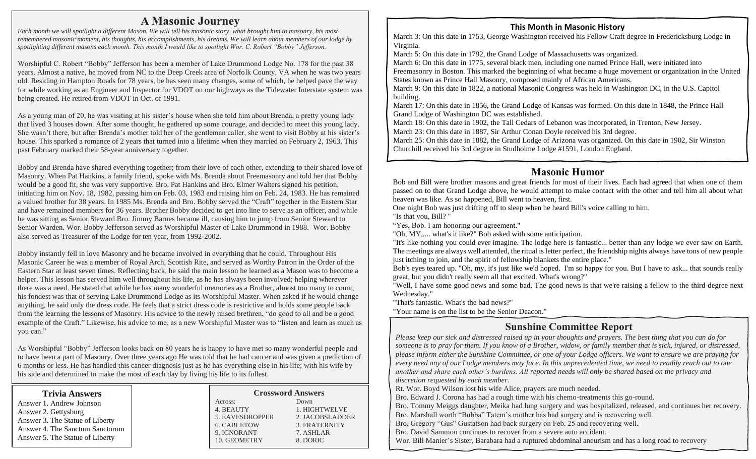## A Masonic Journey

*Each month we will spotlight a different Mason. We will tell his masonic story, what brought him to masonry, his most remembered masonic moment, his thoughts, his accomplishments, his dreams. We will learn about members of our lodge by spotlighting different masons each month. This month I would like to spotlight Wor. C. Robert "Bobby" Jefferson.*

Worshipful C. Robert "Bobby" Jefferson has been a member of Lake Drummond Lodge No. 178 for the past 38 years. Almost a native, he moved from NC to the Deep Creek area of Norfolk County, VA when he was two years old. Residing in Hampton Roads for 78 years, he has seen many changes, some of which, he helped pave the way for while working as an Engineer and Inspector for VDOT on our highways as the Tidewater Interstate system was being created. He retired from VDOT in Oct. of 1991.

As a young man of 20, he was visiting at his sister's house when she told him about Brenda, a pretty young lady that lived 3 houses down. After some thought, he gathered up some courage, and decided to meet this young lady. She wasn't there, but after Brenda's mother told her of the gentleman caller, she went to visit Bobby at his sister's house. This sparked a romance of 2 years that turned into a lifetime when they married on February 2, 1963. This past February marked their 58-year anniversary together.

Bobby and Brenda have shared everything together; from their love of each other, extending to their shared love of Masonry. When Pat Hankins, a family friend, spoke with Ms. Brenda about Freemasonry and told her that Bobby would be a good fit, she was very supportive. Bro. Pat Hankins and Bro. Elmer Walters signed his petition, initiating him on Nov. 18, 1982, passing him on Feb. 03, 1983 and raising him on Feb. 24, 1983. He has remained a valued brother for 38 years. In 1985 Ms. Brenda and Bro. Bobby served the "Craft" together in the Eastern Star and have remained members for 36 years. Brother Bobby decided to get into line to serve as an officer, and while he was sitting as Senior Steward Bro. Jimmy Barnes became ill, causing him to jump from Senior Steward to Senior Warden. Wor. Bobby Jefferson served as Worshipful Master of Lake Drummond in 1988. Wor. Bobby also served as Treasurer of the Lodge for ten year, from 1992-2002.

Bobby instantly fell in love Masonry and he became involved in everything that he could. Throughout His Masonic Career he was a member of Royal Arch, Scottish Rite, and served as Worthy Patron in the Order of the Eastern Star at least seven times. Reflecting back, he said the main lesson he learned as a Mason was to become a helper. This lesson has served him well throughout his life, as he has always been involved; helping wherever there was a need. He stated that while he has many wonderful memories as a Brother, almost too many to count, his fondest was that of serving Lake Drummond Lodge as its Worshipful Master. When asked if he would change anything, he said only the dress code. He feels that a strict dress code is restrictive and holds some people back from the learning the lessons of Masonry. His advice to the newly raised brethren, "do good to all and be a good example of the Craft." Likewise, his advice to me, as a new Worshipful Master was to "listen and learn as much as you can."

As Worshipful "Bobby" Jefferson looks back on 80 years he is happy to have met so many wonderful people and to have been a part of Masonry. Over three years ago He was told that he had cancer and was given a prediction of 6 months or less. He has handled this cancer diagnosis just as he has everything else in his life; with his wife by his side and determined to make the most of each day by living his life to its fullest.

### Trivia Answers

Answer 1. Andrew Johnson
Answer 2. Gettysburg
Answer 3. The Statue of Liberty
Answer 4. The Sanctum Sanctorum
Answer 5. The Statue of Liberty

### Crossword Answers

| Across: | Down |
|---|---|
| 4. BEAUTY | 1. HIGHTWELVE |
| 5. EAVESDROPPER | 2. JACOBSLADDER |
| 6. CABLETOW | 3. FRATERNITY |
| 9. IGNORANT | 7. ASHLAR |
| 10. GEOMETRY | 8. DORIC |

### This Month in Masonic History

March 3: On this date in 1753, George Washington received his Fellow Craft degree in Fredericksburg Lodge in Virginia.
March 5: On this date in 1792, the Grand Lodge of Massachusetts was organized.
March 6: On this date in 1775, several black men, including one named Prince Hall, were initiated into Freemasonry in Boston. This marked the beginning of what became a huge movement or organization in the United States known as Prince Hall Masonry, composed mainly of African Americans.
March 9: On this date in 1822, a national Masonic Congress was held in Washington DC, in the U.S. Capitol building.
March 17: On this date in 1856, the Grand Lodge of Kansas was formed. On this date in 1848, the Prince Hall Grand Lodge of Washington DC was established.
March 18: On this date in 1902, the Tall Cedars of Lebanon was incorporated, in Trenton, New Jersey.
March 23: On this date in 1887, Sir Arthur Conan Doyle received his 3rd degree.
March 25: On this date in 1882, the Grand Lodge of Arizona was organized. On this date in 1902, Sir Winston Churchill received his 3rd degree in Studholme Lodge #1591, London England.

## Masonic Humor

Bob and Bill were brother masons and great friends for most of their lives. Each had agreed that when one of them passed on to that Grand Lodge above, he would attempt to make contact with the other and tell him all about what heaven was like. As so happened, Bill went to heaven, first.

One night Bob was just drifting off to sleep when he heard Bill's voice calling to him.

"Is that you, Bill? "

"Yes, Bob. I am honoring our agreement."

"Oh, MY,.... what's it like?" Bob asked with some anticipation.

"It's like nothing you could ever imagine. The lodge here is fantastic... better than any lodge we ever saw on Earth. The meetings are always well attended, the ritual is letter perfect, the friendship nights always have tons of new people just itching to join, and the spirit of fellowship blankets the entire place."

Bob's eyes teared up. "Oh, my, it's just like we'd hoped. I'm so happy for you. But I have to ask... that sounds really great, but you didn't really seem all that excited. What's wrong?"

"Well, I have some good news and some bad. The good news is that we're raising a fellow to the third-degree next Wednesday."

"That's fantastic. What's the bad news?"

"Your name is on the list to be the Senior Deacon."

## Sunshine Committee Report

*Please keep our sick and distressed raised up in your thoughts and prayers. The best thing that you can do for someone is to pray for them. If you know of a Brother, widow, or family member that is sick, injured, or distressed, please inform either the Sunshine Committee, or one of your Lodge officers. We want to ensure we are praying for every need any of our Lodge members may face. In this unprecedented time, we need to readily reach out to one another and share each other's burdens. All reported needs will only be shared based on the privacy and discretion requested by each member.*

Rt. Wor. Boyd Wilson lost his wife Alice, prayers are much needed.
Bro. Edward J. Corona has had a rough time with his chemo-treatments this go-round.
Bro. Tommy Meiggs daughter, Meika had lung surgery and was hospitalized, released, and continues her recovery.
Bro. Marshall worth "Bubba" Tatem's mother has had surgery and is recovering well.
Bro. Gregory "Gus" Gustafson had back surgery on Feb. 25 and recovering well.
Bro. David Sammon continues to recover from a severe auto accident.
Wor. Bill Manier's Sister, Barabara had a ruptured abdominal aneurism and has a long road to recovery